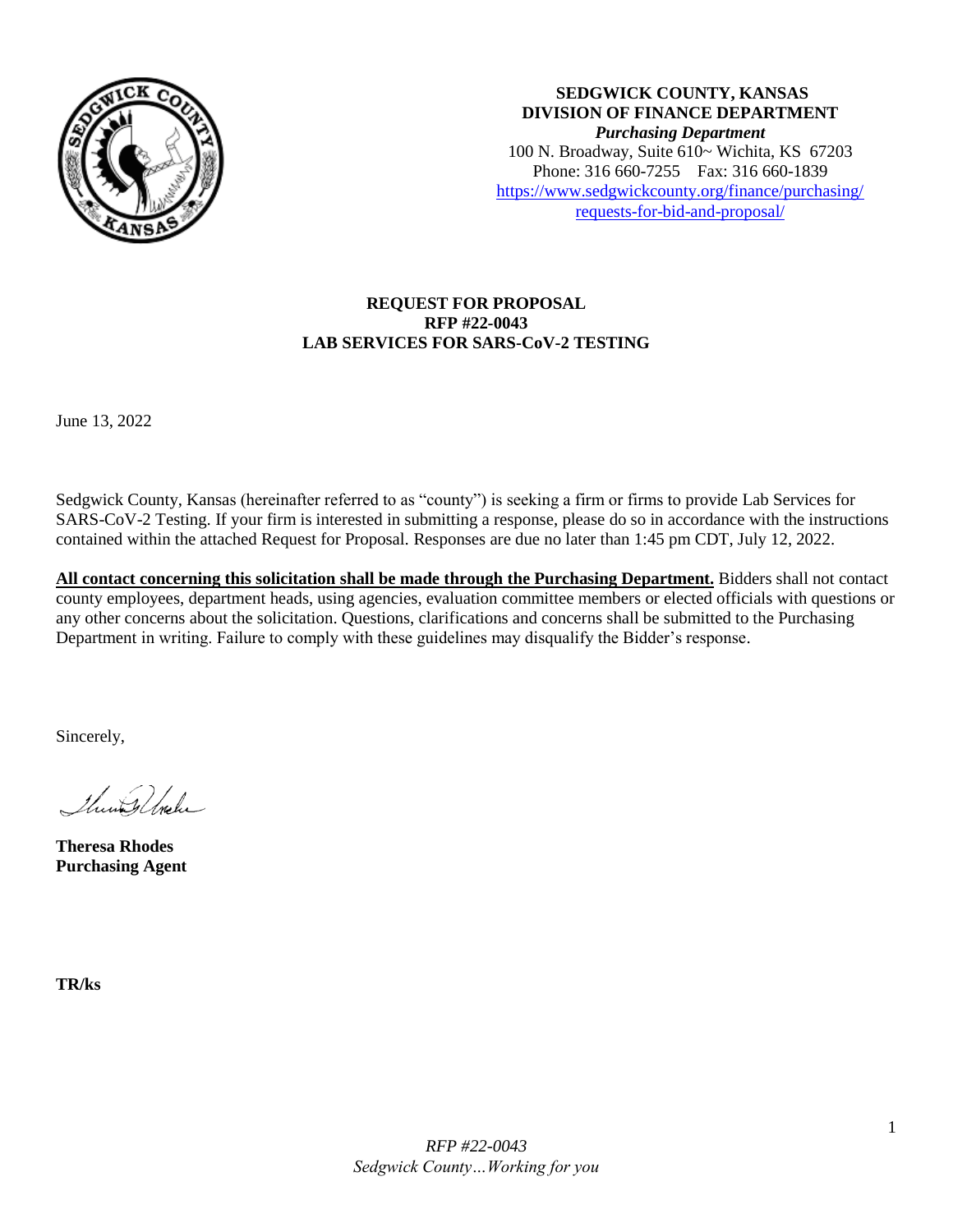**SEDGWICK COUNTY, KANSAS**
**DIVISION OF FINANCE DEPARTMENT**
***Purchasing Department***
100 N. Broadway, Suite 610~ Wichita, KS 67203
Phone: 316 660-7255 Fax: 316 660-1839
https://www.sedgwickcounty.org/finance/purchasing/requests-for-bid-and-proposal/

# REQUEST FOR PROPOSAL
## RFP #22-0043
## LAB SERVICES FOR SARS-CoV-2 TESTING

June 13, 2022

Sedgwick County, Kansas (hereinafter referred to as "county") is seeking a firm or firms to provide Lab Services for SARS-CoV-2 Testing. If your firm is interested in submitting a response, please do so in accordance with the instructions contained within the attached Request for Proposal. Responses are due no later than 1:45 pm CDT, July 12, 2022.

**All contact concerning this solicitation shall be made through the Purchasing Department.** Bidders shall not contact county employees, department heads, using agencies, evaluation committee members or elected officials with questions or any other concerns about the solicitation. Questions, clarifications and concerns shall be submitted to the Purchasing Department in writing. Failure to comply with these guidelines may disqualify the Bidder's response.

Sincerely,

**Theresa Rhodes**
**Purchasing Agent**

**TR/ks**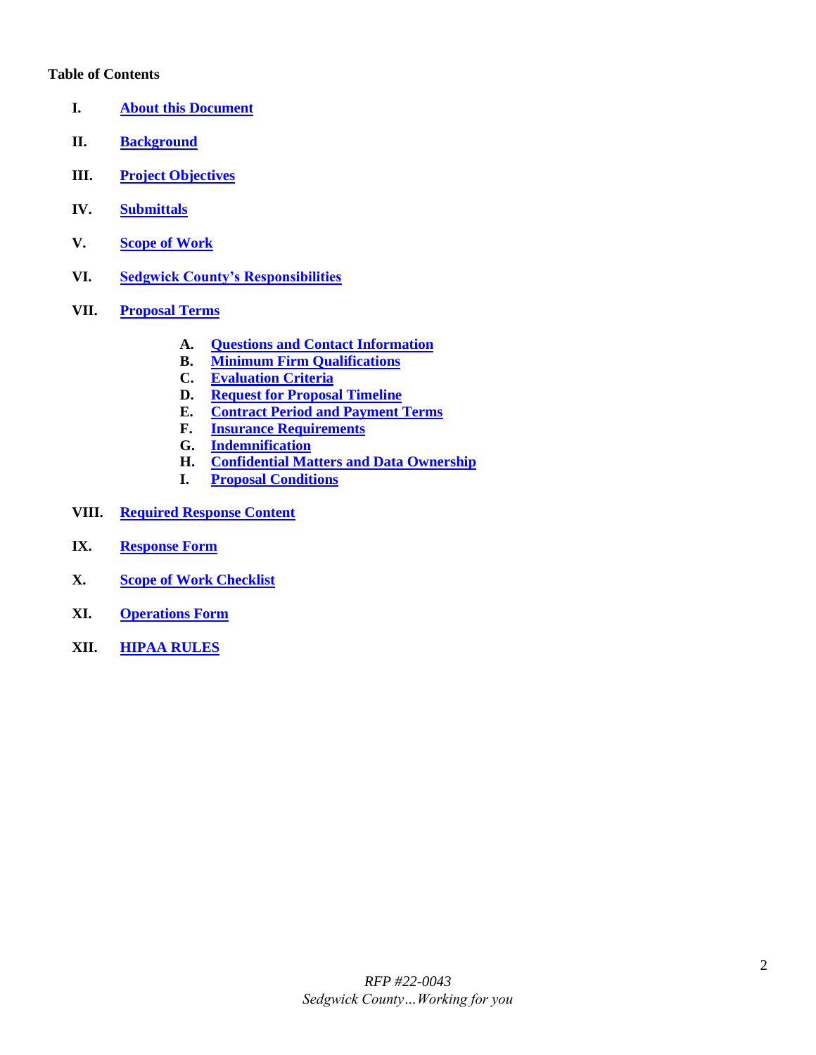**Table of Contents**

- **I.** **About this Document**
- **II.** **Background**
- **III.** **Project Objectives**
- **IV.** **Submittals**
- **V.** **Scope of Work**
- **VI.** **Sedgwick County's Responsibilities**
- **VII.** **Proposal Terms**
  - **A.** **Questions and Contact Information**
  - **B.** **Minimum Firm Qualifications**
  - **C.** **Evaluation Criteria**
  - **D.** **Request for Proposal Timeline**
  - **E.** **Contract Period and Payment Terms**
  - **F.** **Insurance Requirements**
  - **G.** **Indemnification**
  - **H.** **Confidential Matters and Data Ownership**
  - **I.** **Proposal Conditions**
- **VIII.** **Required Response Content**
- **IX.** **Response Form**
- **X.** **Scope of Work Checklist**
- **XI.** **Operations Form**
- **XII.** **HIPAA RULES**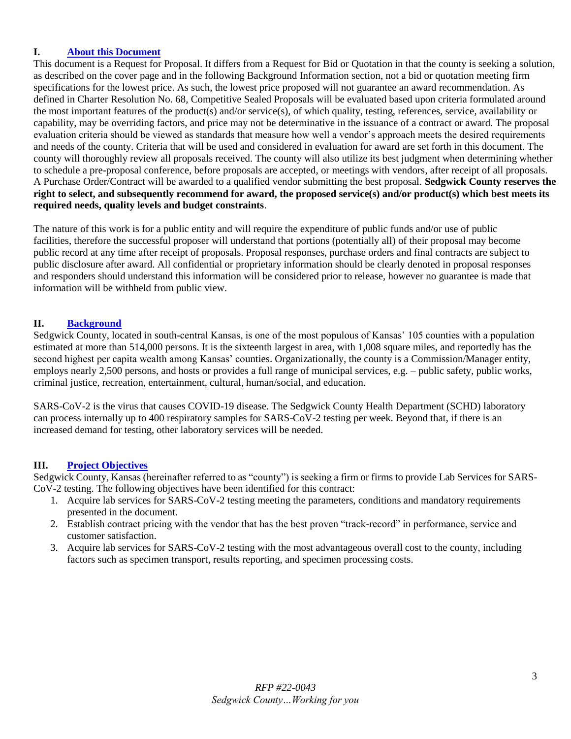## I. About this Document

This document is a Request for Proposal. It differs from a Request for Bid or Quotation in that the county is seeking a solution, as described on the cover page and in the following Background Information section, not a bid or quotation meeting firm specifications for the lowest price. As such, the lowest price proposed will not guarantee an award recommendation. As defined in Charter Resolution No. 68, Competitive Sealed Proposals will be evaluated based upon criteria formulated around the most important features of the product(s) and/or service(s), of which quality, testing, references, service, availability or capability, may be overriding factors, and price may not be determinative in the issuance of a contract or award. The proposal evaluation criteria should be viewed as standards that measure how well a vendor's approach meets the desired requirements and needs of the county. Criteria that will be used and considered in evaluation for award are set forth in this document. The county will thoroughly review all proposals received. The county will also utilize its best judgment when determining whether to schedule a pre-proposal conference, before proposals are accepted, or meetings with vendors, after receipt of all proposals. A Purchase Order/Contract will be awarded to a qualified vendor submitting the best proposal. **Sedgwick County reserves the right to select, and subsequently recommend for award, the proposed service(s) and/or product(s) which best meets its required needs, quality levels and budget constraints**.

The nature of this work is for a public entity and will require the expenditure of public funds and/or use of public facilities, therefore the successful proposer will understand that portions (potentially all) of their proposal may become public record at any time after receipt of proposals. Proposal responses, purchase orders and final contracts are subject to public disclosure after award. All confidential or proprietary information should be clearly denoted in proposal responses and responders should understand this information will be considered prior to release, however no guarantee is made that information will be withheld from public view.

## II. Background

Sedgwick County, located in south-central Kansas, is one of the most populous of Kansas' 105 counties with a population estimated at more than 514,000 persons. It is the sixteenth largest in area, with 1,008 square miles, and reportedly has the second highest per capita wealth among Kansas' counties. Organizationally, the county is a Commission/Manager entity, employs nearly 2,500 persons, and hosts or provides a full range of municipal services, e.g. – public safety, public works, criminal justice, recreation, entertainment, cultural, human/social, and education.

SARS-CoV-2 is the virus that causes COVID-19 disease. The Sedgwick County Health Department (SCHD) laboratory can process internally up to 400 respiratory samples for SARS-CoV-2 testing per week. Beyond that, if there is an increased demand for testing, other laboratory services will be needed.

## III. Project Objectives

Sedgwick County, Kansas (hereinafter referred to as "county") is seeking a firm or firms to provide Lab Services for SARS-CoV-2 testing. The following objectives have been identified for this contract:

1. Acquire lab services for SARS-CoV-2 testing meeting the parameters, conditions and mandatory requirements presented in the document.
2. Establish contract pricing with the vendor that has the best proven "track-record" in performance, service and customer satisfaction.
3. Acquire lab services for SARS-CoV-2 testing with the most advantageous overall cost to the county, including factors such as specimen transport, results reporting, and specimen processing costs.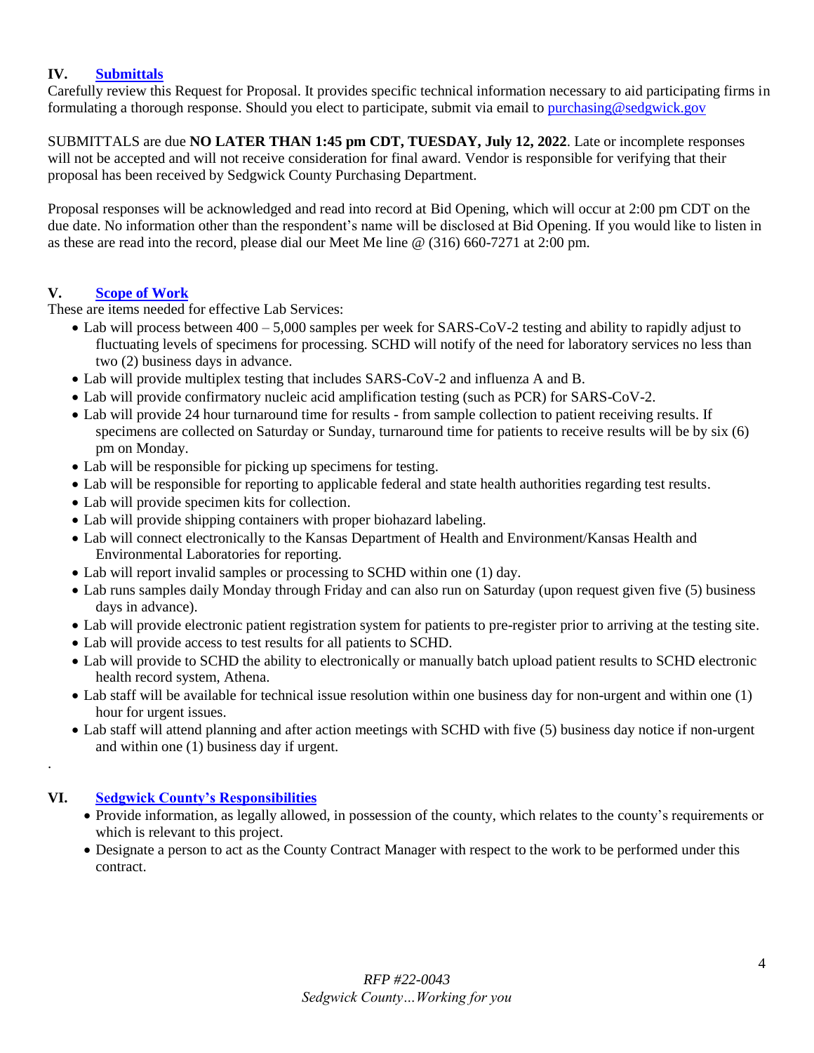## IV. Submittals

Carefully review this Request for Proposal. It provides specific technical information necessary to aid participating firms in formulating a thorough response. Should you elect to participate, submit via email to purchasing@sedgwick.gov

SUBMITTALS are due **NO LATER THAN 1:45 pm CDT, TUESDAY, July 12, 2022**. Late or incomplete responses will not be accepted and will not receive consideration for final award. Vendor is responsible for verifying that their proposal has been received by Sedgwick County Purchasing Department.

Proposal responses will be acknowledged and read into record at Bid Opening, which will occur at 2:00 pm CDT on the due date. No information other than the respondent's name will be disclosed at Bid Opening. If you would like to listen in as these are read into the record, please dial our Meet Me line @ (316) 660-7271 at 2:00 pm.

## V. Scope of Work

These are items needed for effective Lab Services:

- Lab will process between 400 – 5,000 samples per week for SARS-CoV-2 testing and ability to rapidly adjust to fluctuating levels of specimens for processing. SCHD will notify of the need for laboratory services no less than two (2) business days in advance.
- Lab will provide multiplex testing that includes SARS-CoV-2 and influenza A and B.
- Lab will provide confirmatory nucleic acid amplification testing (such as PCR) for SARS-CoV-2.
- Lab will provide 24 hour turnaround time for results - from sample collection to patient receiving results. If specimens are collected on Saturday or Sunday, turnaround time for patients to receive results will be by six (6) pm on Monday.
- Lab will be responsible for picking up specimens for testing.
- Lab will be responsible for reporting to applicable federal and state health authorities regarding test results.
- Lab will provide specimen kits for collection.
- Lab will provide shipping containers with proper biohazard labeling.
- Lab will connect electronically to the Kansas Department of Health and Environment/Kansas Health and Environmental Laboratories for reporting.
- Lab will report invalid samples or processing to SCHD within one (1) day.
- Lab runs samples daily Monday through Friday and can also run on Saturday (upon request given five (5) business days in advance).
- Lab will provide electronic patient registration system for patients to pre-register prior to arriving at the testing site.
- Lab will provide access to test results for all patients to SCHD.
- Lab will provide to SCHD the ability to electronically or manually batch upload patient results to SCHD electronic health record system, Athena.
- Lab staff will be available for technical issue resolution within one business day for non-urgent and within one (1) hour for urgent issues.
- Lab staff will attend planning and after action meetings with SCHD with five (5) business day notice if non-urgent and within one (1) business day if urgent.

.

## VI. Sedgwick County's Responsibilities

- Provide information, as legally allowed, in possession of the county, which relates to the county's requirements or which is relevant to this project.
- Designate a person to act as the County Contract Manager with respect to the work to be performed under this contract.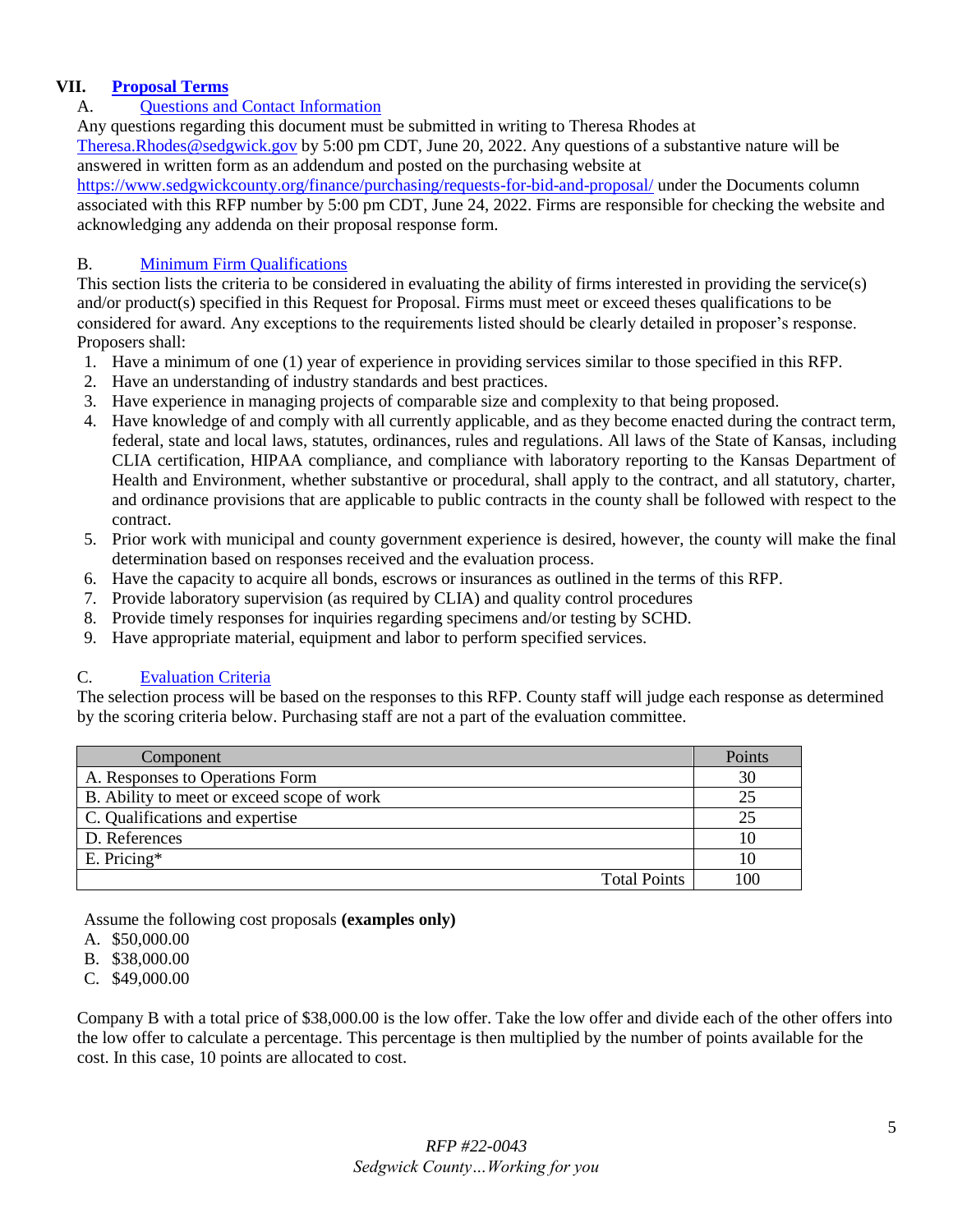## VII. [Proposal Terms]

### A. [Questions and Contact Information]

Any questions regarding this document must be submitted in writing to Theresa Rhodes at Theresa.Rhodes@sedgwick.gov by 5:00 pm CDT, June 20, 2022. Any questions of a substantive nature will be answered in written form as an addendum and posted on the purchasing website at https://www.sedgwickcounty.org/finance/purchasing/requests-for-bid-and-proposal/ under the Documents column associated with this RFP number by 5:00 pm CDT, June 24, 2022. Firms are responsible for checking the website and acknowledging any addenda on their proposal response form.

### B. [Minimum Firm Qualifications]

This section lists the criteria to be considered in evaluating the ability of firms interested in providing the service(s) and/or product(s) specified in this Request for Proposal. Firms must meet or exceed theses qualifications to be considered for award. Any exceptions to the requirements listed should be clearly detailed in proposer's response. Proposers shall:

1. Have a minimum of one (1) year of experience in providing services similar to those specified in this RFP.
2. Have an understanding of industry standards and best practices.
3. Have experience in managing projects of comparable size and complexity to that being proposed.
4. Have knowledge of and comply with all currently applicable, and as they become enacted during the contract term, federal, state and local laws, statutes, ordinances, rules and regulations. All laws of the State of Kansas, including CLIA certification, HIPAA compliance, and compliance with laboratory reporting to the Kansas Department of Health and Environment, whether substantive or procedural, shall apply to the contract, and all statutory, charter, and ordinance provisions that are applicable to public contracts in the county shall be followed with respect to the contract.
5. Prior work with municipal and county government experience is desired, however, the county will make the final determination based on responses received and the evaluation process.
6. Have the capacity to acquire all bonds, escrows or insurances as outlined in the terms of this RFP.
7. Provide laboratory supervision (as required by CLIA) and quality control procedures
8. Provide timely responses for inquiries regarding specimens and/or testing by SCHD.
9. Have appropriate material, equipment and labor to perform specified services.

### C. [Evaluation Criteria]

The selection process will be based on the responses to this RFP. County staff will judge each response as determined by the scoring criteria below. Purchasing staff are not a part of the evaluation committee.

| Component | Points |
|---|---|
| A. Responses to Operations Form | 30 |
| B. Ability to meet or exceed scope of work | 25 |
| C. Qualifications and expertise | 25 |
| D. References | 10 |
| E. Pricing* | 10 |
| Total Points | 100 |

Assume the following cost proposals **(examples only)**

A. $50,000.00
B. $38,000.00
C. $49,000.00

Company B with a total price of $38,000.00 is the low offer. Take the low offer and divide each of the other offers into the low offer to calculate a percentage. This percentage is then multiplied by the number of points available for the cost. In this case, 10 points are allocated to cost.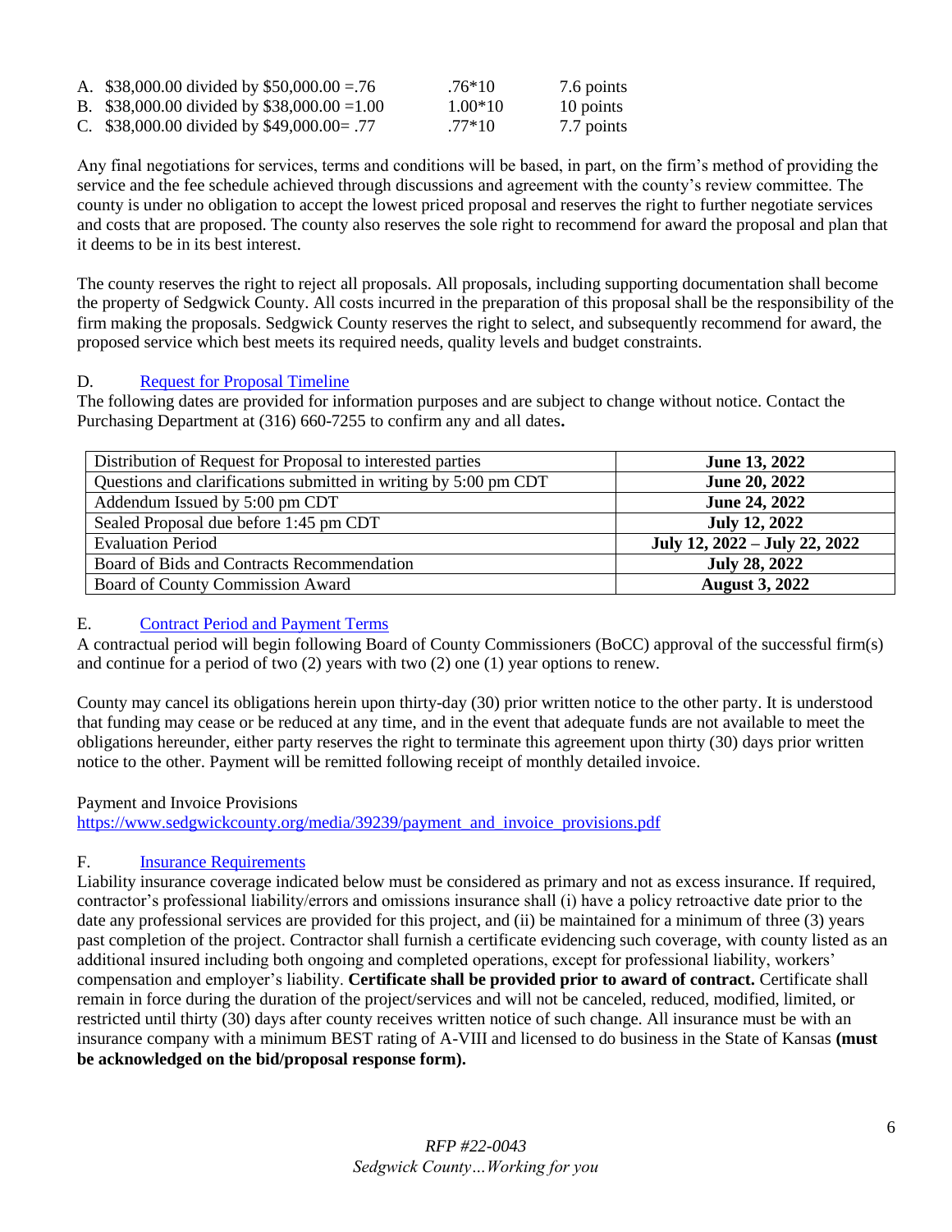A. $38,000.00 divided by $50,000.00 =.76 .76*10 7.6 points
B. $38,000.00 divided by $38,000.00 =1.00 1.00*10 10 points
C. $38,000.00 divided by $49,000.00= .77 .77*10 7.7 points

Any final negotiations for services, terms and conditions will be based, in part, on the firm's method of providing the service and the fee schedule achieved through discussions and agreement with the county's review committee. The county is under no obligation to accept the lowest priced proposal and reserves the right to further negotiate services and costs that are proposed. The county also reserves the sole right to recommend for award the proposal and plan that it deems to be in its best interest.

The county reserves the right to reject all proposals. All proposals, including supporting documentation shall become the property of Sedgwick County. All costs incurred in the preparation of this proposal shall be the responsibility of the firm making the proposals. Sedgwick County reserves the right to select, and subsequently recommend for award, the proposed service which best meets its required needs, quality levels and budget constraints.

D. Request for Proposal Timeline

The following dates are provided for information purposes and are subject to change without notice. Contact the Purchasing Department at (316) 660-7255 to confirm any and all dates**.**

| | |
|---|---|
| Distribution of Request for Proposal to interested parties | **June 13, 2022** |
| Questions and clarifications submitted in writing by 5:00 pm CDT | **June 20, 2022** |
| Addendum Issued by 5:00 pm CDT | **June 24, 2022** |
| Sealed Proposal due before 1:45 pm CDT | **July 12, 2022** |
| Evaluation Period | **July 12, 2022 – July 22, 2022** |
| Board of Bids and Contracts Recommendation | **July 28, 2022** |
| Board of County Commission Award | **August 3, 2022** |

E. Contract Period and Payment Terms

A contractual period will begin following Board of County Commissioners (BoCC) approval of the successful firm(s) and continue for a period of two (2) years with two (2) one (1) year options to renew.

County may cancel its obligations herein upon thirty-day (30) prior written notice to the other party. It is understood that funding may cease or be reduced at any time, and in the event that adequate funds are not available to meet the obligations hereunder, either party reserves the right to terminate this agreement upon thirty (30) days prior written notice to the other. Payment will be remitted following receipt of monthly detailed invoice.

Payment and Invoice Provisions
https://www.sedgwickcounty.org/media/39239/payment_and_invoice_provisions.pdf

F. Insurance Requirements

Liability insurance coverage indicated below must be considered as primary and not as excess insurance. If required, contractor's professional liability/errors and omissions insurance shall (i) have a policy retroactive date prior to the date any professional services are provided for this project, and (ii) be maintained for a minimum of three (3) years past completion of the project. Contractor shall furnish a certificate evidencing such coverage, with county listed as an additional insured including both ongoing and completed operations, except for professional liability, workers' compensation and employer's liability. **Certificate shall be provided prior to award of contract.** Certificate shall remain in force during the duration of the project/services and will not be canceled, reduced, modified, limited, or restricted until thirty (30) days after county receives written notice of such change. All insurance must be with an insurance company with a minimum BEST rating of A-VIII and licensed to do business in the State of Kansas **(must be acknowledged on the bid/proposal response form).**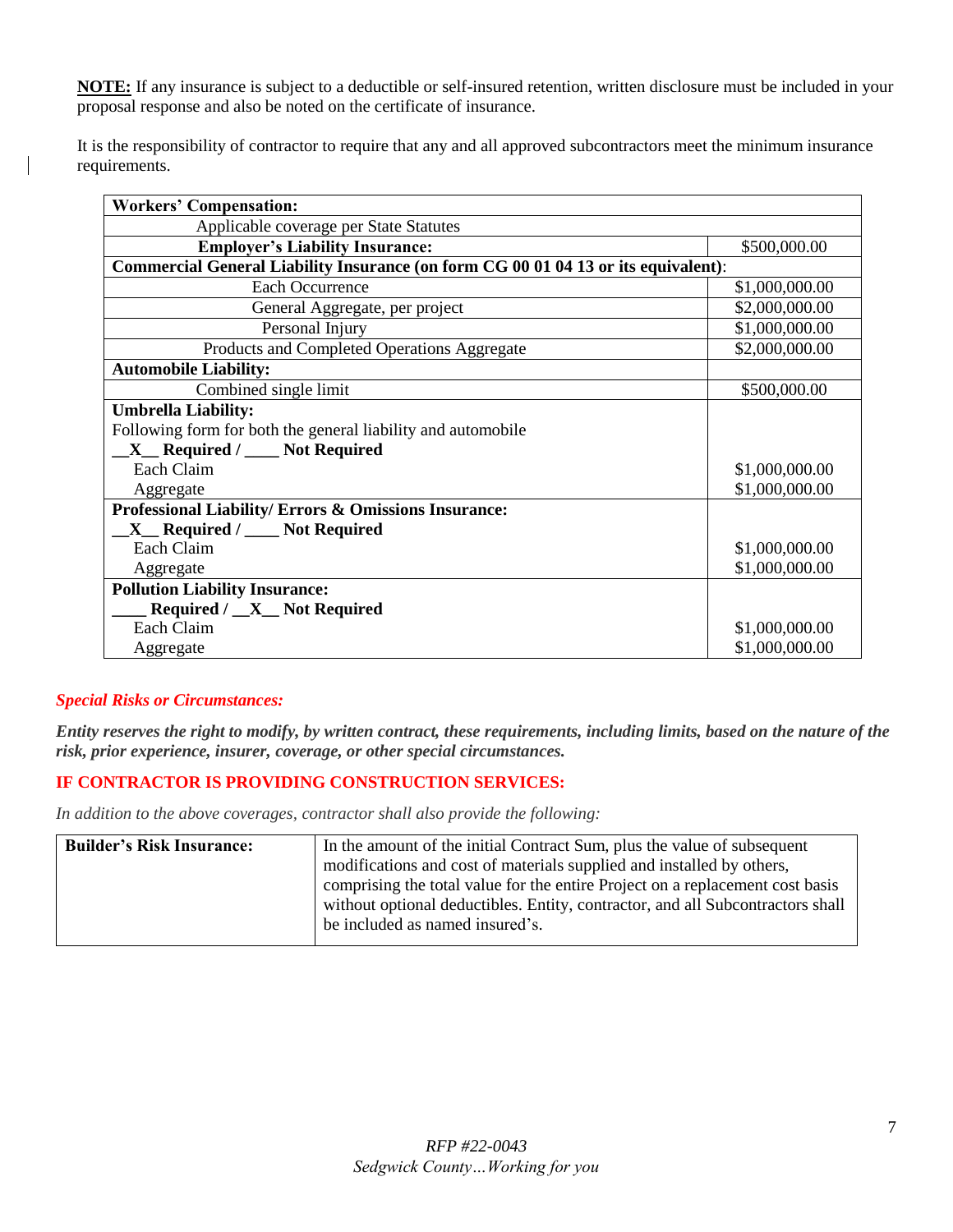**NOTE:** If any insurance is subject to a deductible or self-insured retention, written disclosure must be included in your proposal response and also be noted on the certificate of insurance.

It is the responsibility of contractor to require that any and all approved subcontractors meet the minimum insurance requirements.

| **Workers' Compensation:** | |
|---|---|
| Applicable coverage per State Statutes | |
| **Employer's Liability Insurance:** | $500,000.00 |
| **Commercial General Liability Insurance (on form CG 00 01 04 13 or its equivalent)**: | |
| Each Occurrence | $1,000,000.00 |
| General Aggregate, per project | $2,000,000.00 |
| Personal Injury | $1,000,000.00 |
| Products and Completed Operations Aggregate | $2,000,000.00 |
| **Automobile Liability:** | |
| Combined single limit | $500,000.00 |
| **Umbrella Liability:** Following form for both the general liability and automobile **__X__ Required / ____ Not Required** | |
| Each Claim | $1,000,000.00 |
| Aggregate | $1,000,000.00 |
| **Professional Liability/ Errors & Omissions Insurance:** **__X__ Required / ____ Not Required** | |
| Each Claim | $1,000,000.00 |
| Aggregate | $1,000,000.00 |
| **Pollution Liability Insurance:** **____ Required / __X__ Not Required** | |
| Each Claim | $1,000,000.00 |
| Aggregate | $1,000,000.00 |

***Special Risks or Circumstances:***

***Entity reserves the right to modify, by written contract, these requirements, including limits, based on the nature of the risk, prior experience, insurer, coverage, or other special circumstances.***

**IF CONTRACTOR IS PROVIDING CONSTRUCTION SERVICES:**

*In addition to the above coverages, contractor shall also provide the following:*

| **Builder's Risk Insurance:** | In the amount of the initial Contract Sum, plus the value of subsequent modifications and cost of materials supplied and installed by others, comprising the total value for the entire Project on a replacement cost basis without optional deductibles. Entity, contractor, and all Subcontractors shall be included as named insured's. |
|---|---|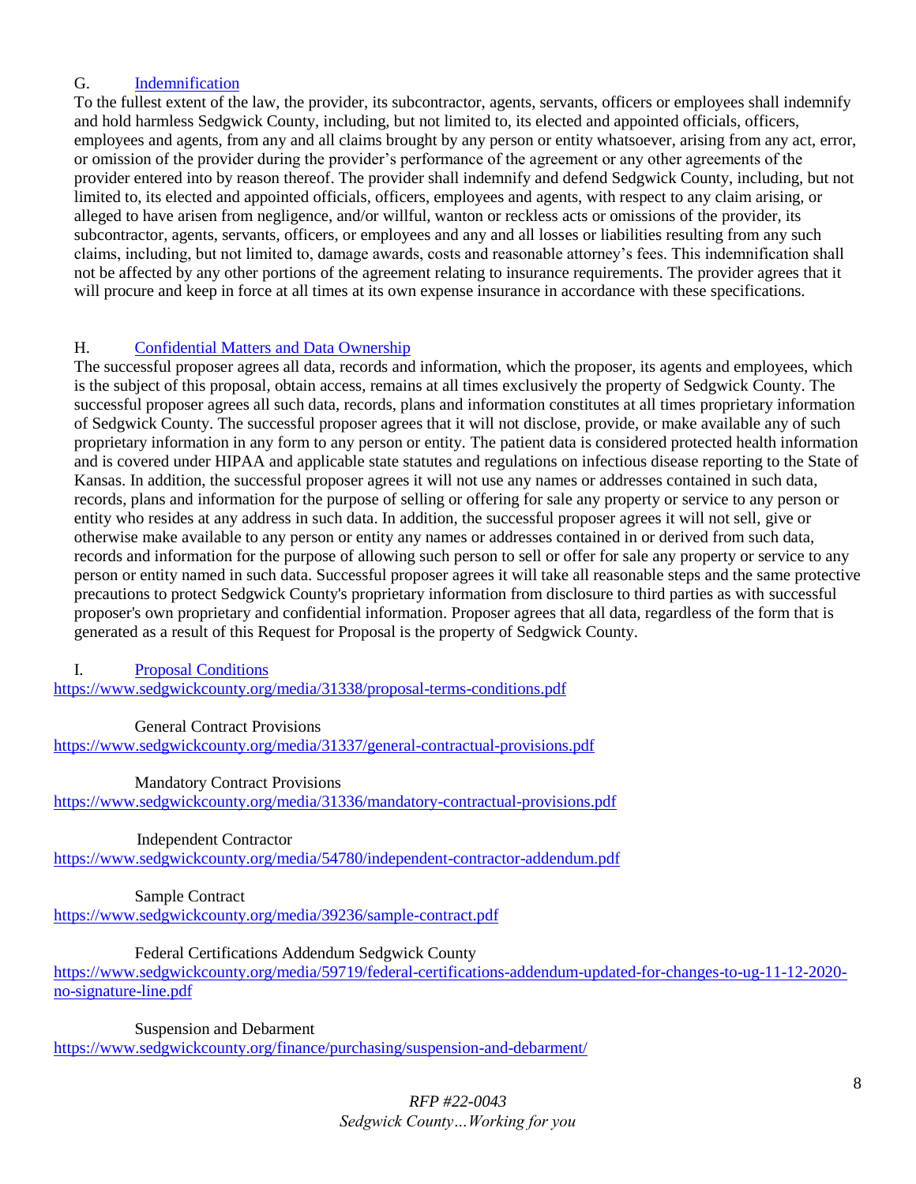### G. [Indemnification]

To the fullest extent of the law, the provider, its subcontractor, agents, servants, officers or employees shall indemnify and hold harmless Sedgwick County, including, but not limited to, its elected and appointed officials, officers, employees and agents, from any and all claims brought by any person or entity whatsoever, arising from any act, error, or omission of the provider during the provider's performance of the agreement or any other agreements of the provider entered into by reason thereof. The provider shall indemnify and defend Sedgwick County, including, but not limited to, its elected and appointed officials, officers, employees and agents, with respect to any claim arising, or alleged to have arisen from negligence, and/or willful, wanton or reckless acts or omissions of the provider, its subcontractor, agents, servants, officers, or employees and any and all losses or liabilities resulting from any such claims, including, but not limited to, damage awards, costs and reasonable attorney's fees. This indemnification shall not be affected by any other portions of the agreement relating to insurance requirements. The provider agrees that it will procure and keep in force at all times at its own expense insurance in accordance with these specifications.

### H. [Confidential Matters and Data Ownership]

The successful proposer agrees all data, records and information, which the proposer, its agents and employees, which is the subject of this proposal, obtain access, remains at all times exclusively the property of Sedgwick County. The successful proposer agrees all such data, records, plans and information constitutes at all times proprietary information of Sedgwick County. The successful proposer agrees that it will not disclose, provide, or make available any of such proprietary information in any form to any person or entity. The patient data is considered protected health information and is covered under HIPAA and applicable state statutes and regulations on infectious disease reporting to the State of Kansas. In addition, the successful proposer agrees it will not use any names or addresses contained in such data, records, plans and information for the purpose of selling or offering for sale any property or service to any person or entity who resides at any address in such data. In addition, the successful proposer agrees it will not sell, give or otherwise make available to any person or entity any names or addresses contained in or derived from such data, records and information for the purpose of allowing such person to sell or offer for sale any property or service to any person or entity named in such data. Successful proposer agrees it will take all reasonable steps and the same protective precautions to protect Sedgwick County's proprietary information from disclosure to third parties as with successful proposer's own proprietary and confidential information. Proposer agrees that all data, regardless of the form that is generated as a result of this Request for Proposal is the property of Sedgwick County.

### I. [Proposal Conditions]

https://www.sedgwickcounty.org/media/31338/proposal-terms-conditions.pdf

General Contract Provisions
https://www.sedgwickcounty.org/media/31337/general-contractual-provisions.pdf

Mandatory Contract Provisions
https://www.sedgwickcounty.org/media/31336/mandatory-contractual-provisions.pdf

Independent Contractor
https://www.sedgwickcounty.org/media/54780/independent-contractor-addendum.pdf

Sample Contract
https://www.sedgwickcounty.org/media/39236/sample-contract.pdf

Federal Certifications Addendum Sedgwick County
https://www.sedgwickcounty.org/media/59719/federal-certifications-addendum-updated-for-changes-to-ug-11-12-2020-no-signature-line.pdf

Suspension and Debarment
https://www.sedgwickcounty.org/finance/purchasing/suspension-and-debarment/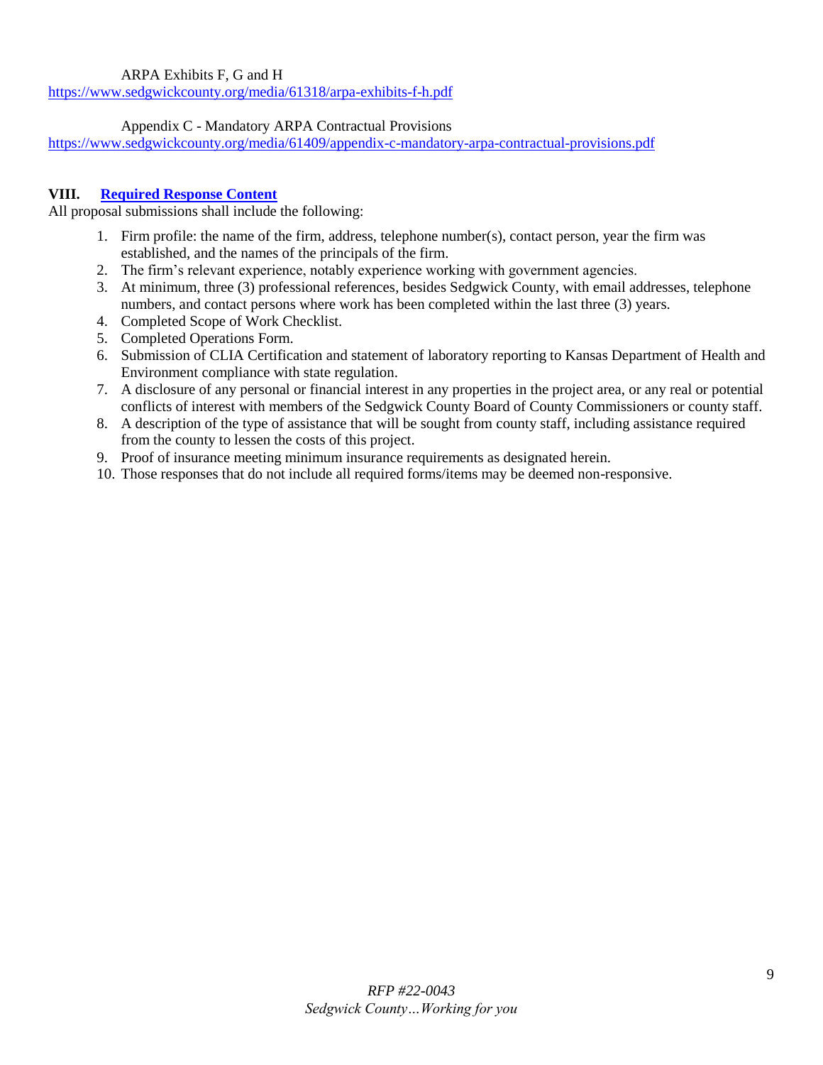ARPA Exhibits F, G and H
https://www.sedgwickcounty.org/media/61318/arpa-exhibits-f-h.pdf

Appendix C - Mandatory ARPA Contractual Provisions
https://www.sedgwickcounty.org/media/61409/appendix-c-mandatory-arpa-contractual-provisions.pdf

## VIII. Required Response Content

All proposal submissions shall include the following:

1. Firm profile: the name of the firm, address, telephone number(s), contact person, year the firm was established, and the names of the principals of the firm.
2. The firm's relevant experience, notably experience working with government agencies.
3. At minimum, three (3) professional references, besides Sedgwick County, with email addresses, telephone numbers, and contact persons where work has been completed within the last three (3) years.
4. Completed Scope of Work Checklist.
5. Completed Operations Form.
6. Submission of CLIA Certification and statement of laboratory reporting to Kansas Department of Health and Environment compliance with state regulation.
7. A disclosure of any personal or financial interest in any properties in the project area, or any real or potential conflicts of interest with members of the Sedgwick County Board of County Commissioners or county staff.
8. A description of the type of assistance that will be sought from county staff, including assistance required from the county to lessen the costs of this project.
9. Proof of insurance meeting minimum insurance requirements as designated herein.
10. Those responses that do not include all required forms/items may be deemed non-responsive.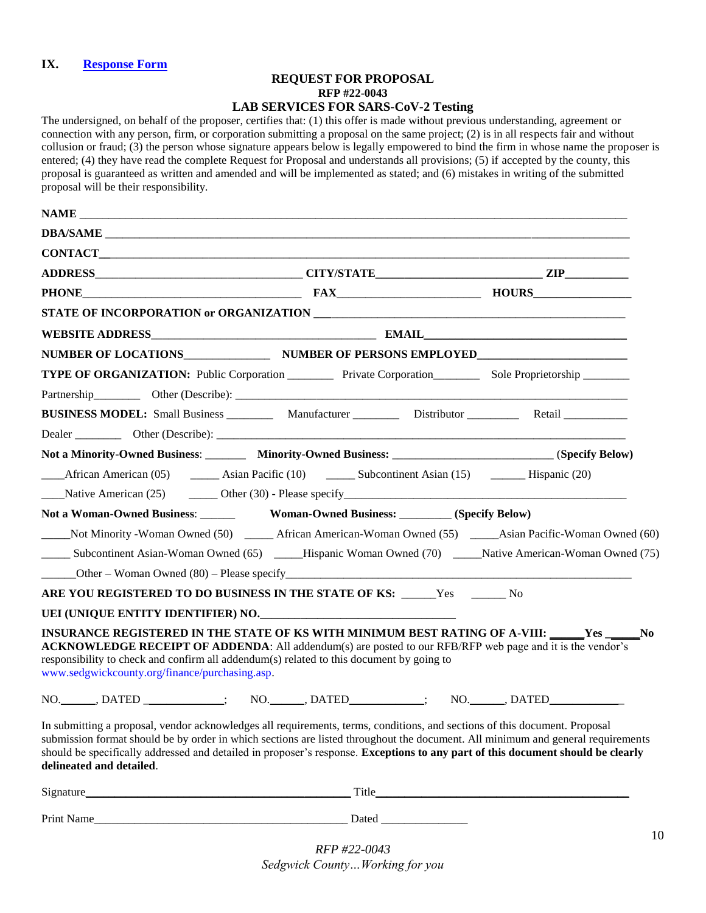## IX. Response Form

**REQUEST FOR PROPOSAL**
**RFP #22-0043**
**LAB SERVICES FOR SARS-CoV-2 Testing**

The undersigned, on behalf of the proposer, certifies that: (1) this offer is made without previous understanding, agreement or connection with any person, firm, or corporation submitting a proposal on the same project; (2) is in all respects fair and without collusion or fraud; (3) the person whose signature appears below is legally empowered to bind the firm in whose name the proposer is entered; (4) they have read the complete Request for Proposal and understands all provisions; (5) if accepted by the county, this proposal is guaranteed as written and amended and will be implemented as stated; and (6) mistakes in writing of the submitted proposal will be their responsibility.

**NAME** ______________________________________________

**DBA/SAME** ______________________________________________

**CONTACT** ______________________________________________

**ADDRESS** ____________________ **CITY/STATE** ____________________ **ZIP** __________

**PHONE** ____________________ **FAX** ____________________ **HOURS** __________

**STATE OF INCORPORATION or ORGANIZATION** ______________________________________________

**WEBSITE ADDRESS** ____________________ **EMAIL** ____________________

**NUMBER OF LOCATIONS** __________ **NUMBER OF PERSONS EMPLOYED** ____________________

**TYPE OF ORGANIZATION:** Public Corporation ________ Private Corporation ________ Sole Proprietorship ________

Partnership ________ Other (Describe): ______________________________________________

**BUSINESS MODEL:** Small Business ________ Manufacturer ________ Distributor ________ Retail ________

Dealer ________ Other (Describe): ______________________________________________

**Not a Minority-Owned Business**: _______ **Minority-Owned Business:** ____________________ **(Specify Below)**

____African American (05) _____ Asian Pacific (10) _____ Subcontinent Asian (15) ______ Hispanic (20)

____Native American (25) _____ Other (30) - Please specify______________________________

**Not a Woman-Owned Business**: ______ **Woman-Owned Business:** _________ **(Specify Below)**

_____Not Minority -Woman Owned (50) _____ African American-Woman Owned (55) _____Asian Pacific-Woman Owned (60)

_____ Subcontinent Asian-Woman Owned (65) _____Hispanic Woman Owned (70) _____Native American-Woman Owned (75)

______Other – Woman Owned (80) – Please specify______________________________

**ARE YOU REGISTERED TO DO BUSINESS IN THE STATE OF KS:** ______Yes ______ No

**UEI (UNIQUE ENTITY IDENTIFIER) NO.**____________________

**INSURANCE REGISTERED IN THE STATE OF KS WITH MINIMUM BEST RATING OF A-VIII:** ______**Yes** ______**No**

**ACKNOWLEDGE RECEIPT OF ADDENDA**: All addendum(s) are posted to our RFB/RFP web page and it is the vendor's responsibility to check and confirm all addendum(s) related to this document by going to www.sedgwickcounty.org/finance/purchasing.asp.

NO.______, DATED ______________; NO.______, DATED______________; NO.______, DATED______________

In submitting a proposal, vendor acknowledges all requirements, terms, conditions, and sections of this document. Proposal submission format should be by order in which sections are listed throughout the document. All minimum and general requirements should be specifically addressed and detailed in proposer's response. **Exceptions to any part of this document should be clearly delineated and detailed**.

Signature______________________________ Title______________________________

Print Name______________________________ Dated ______________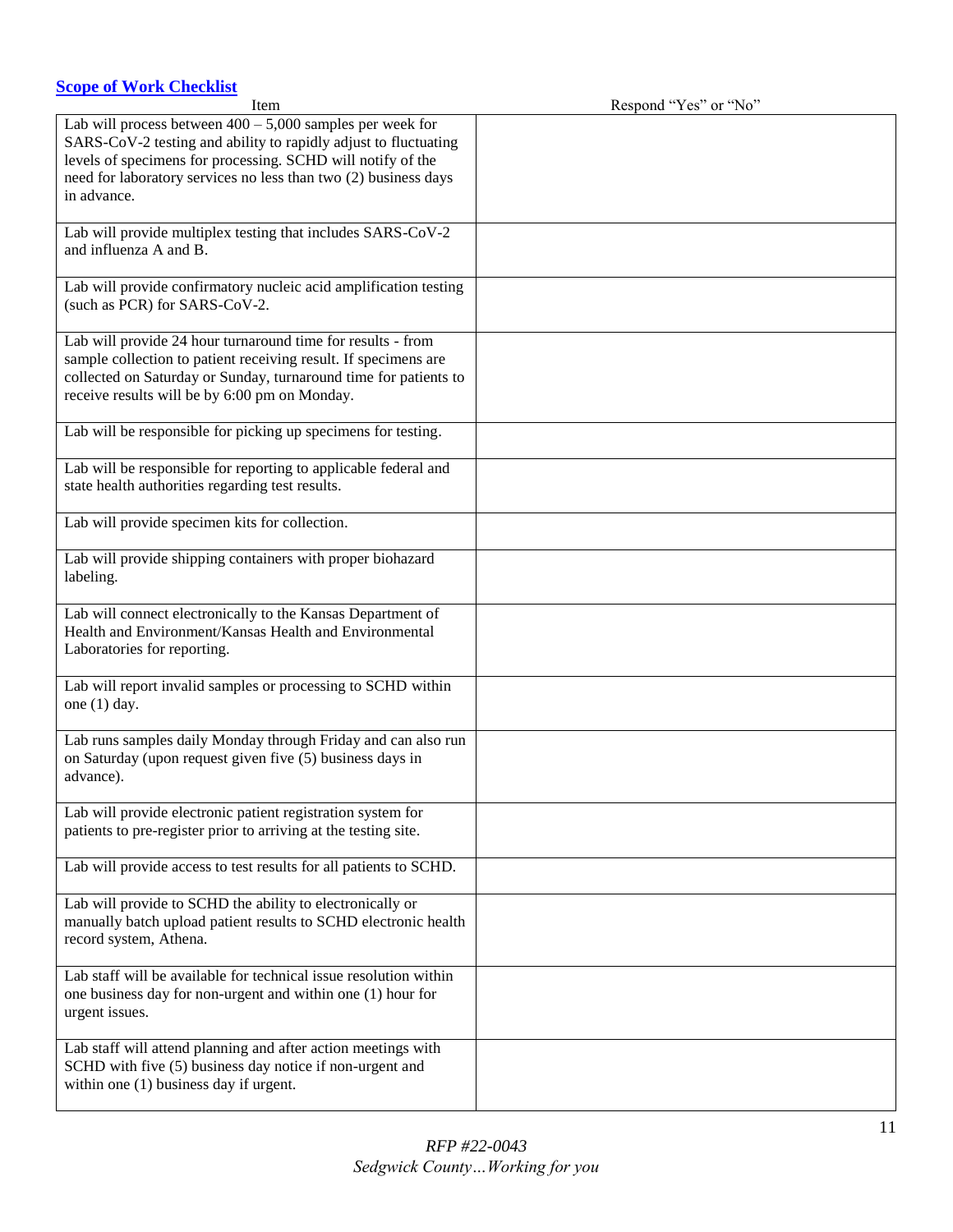## Scope of Work Checklist

| Item | Respond "Yes" or "No" |
|---|---|
| Lab will process between 400 – 5,000 samples per week for SARS-CoV-2 testing and ability to rapidly adjust to fluctuating levels of specimens for processing. SCHD will notify of the need for laboratory services no less than two (2) business days in advance. | |
| Lab will provide multiplex testing that includes SARS-CoV-2 and influenza A and B. | |
| Lab will provide confirmatory nucleic acid amplification testing (such as PCR) for SARS-CoV-2. | |
| Lab will provide 24 hour turnaround time for results - from sample collection to patient receiving result. If specimens are collected on Saturday or Sunday, turnaround time for patients to receive results will be by 6:00 pm on Monday. | |
| Lab will be responsible for picking up specimens for testing. | |
| Lab will be responsible for reporting to applicable federal and state health authorities regarding test results. | |
| Lab will provide specimen kits for collection. | |
| Lab will provide shipping containers with proper biohazard labeling. | |
| Lab will connect electronically to the Kansas Department of Health and Environment/Kansas Health and Environmental Laboratories for reporting. | |
| Lab will report invalid samples or processing to SCHD within one (1) day. | |
| Lab runs samples daily Monday through Friday and can also run on Saturday (upon request given five (5) business days in advance). | |
| Lab will provide electronic patient registration system for patients to pre-register prior to arriving at the testing site. | |
| Lab will provide access to test results for all patients to SCHD. | |
| Lab will provide to SCHD the ability to electronically or manually batch upload patient results to SCHD electronic health record system, Athena. | |
| Lab staff will be available for technical issue resolution within one business day for non-urgent and within one (1) hour for urgent issues. | |
| Lab staff will attend planning and after action meetings with SCHD with five (5) business day notice if non-urgent and within one (1) business day if urgent. | |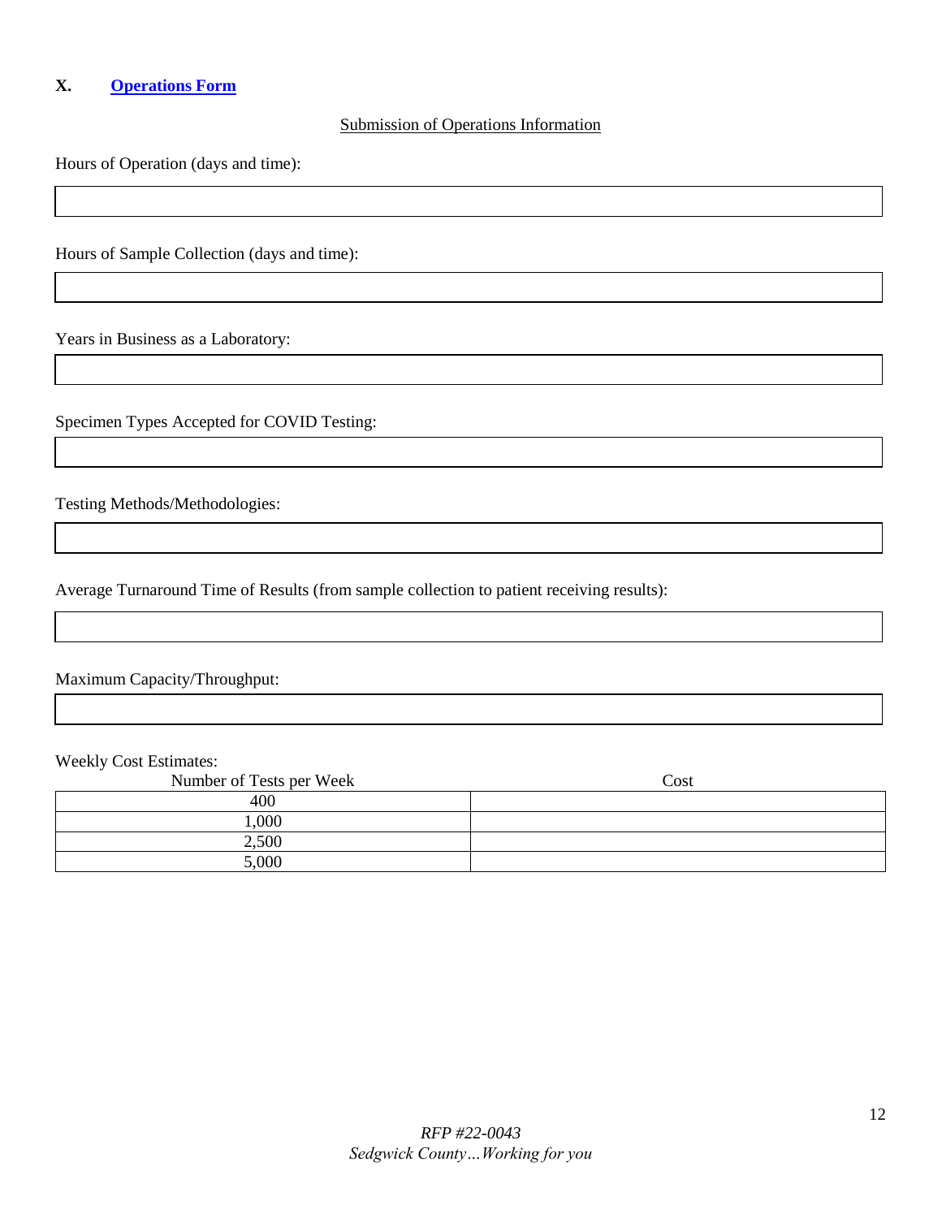## X. Operations Form

Submission of Operations Information

Hours of Operation (days and time):

Hours of Sample Collection (days and time):

Years in Business as a Laboratory:

Specimen Types Accepted for COVID Testing:

Testing Methods/Methodologies:

Average Turnaround Time of Results (from sample collection to patient receiving results):

Maximum Capacity/Throughput:

Weekly Cost Estimates:

| Number of Tests per Week | Cost |
|---|---|
| 400 | |
| 1,000 | |
| 2,500 | |
| 5,000 | |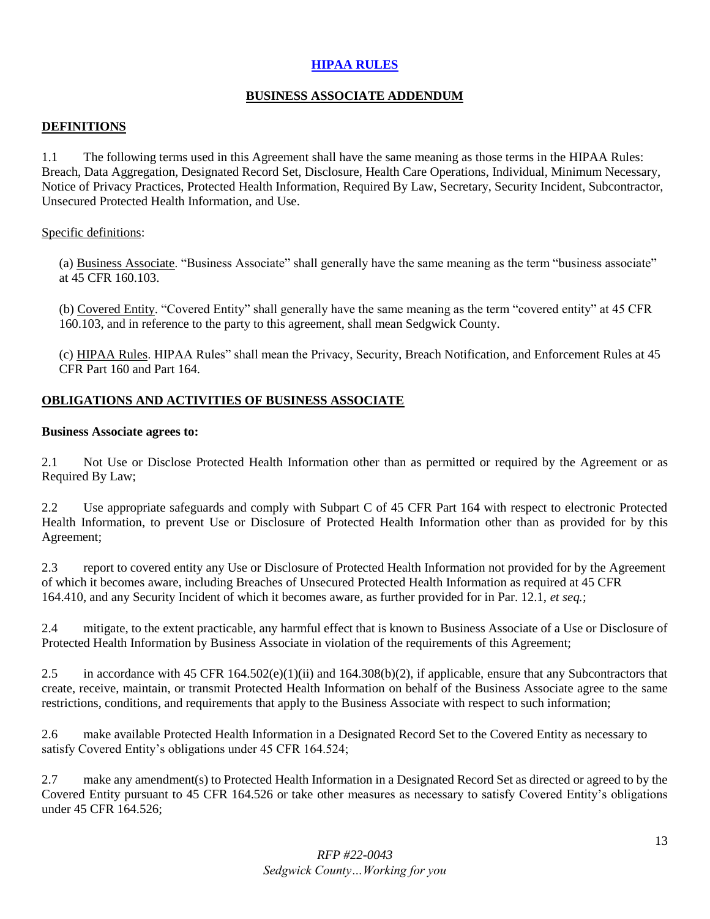## HIPAA RULES

### BUSINESS ASSOCIATE ADDENDUM

**DEFINITIONS**

1.1 The following terms used in this Agreement shall have the same meaning as those terms in the HIPAA Rules: Breach, Data Aggregation, Designated Record Set, Disclosure, Health Care Operations, Individual, Minimum Necessary, Notice of Privacy Practices, Protected Health Information, Required By Law, Secretary, Security Incident, Subcontractor, Unsecured Protected Health Information, and Use.

Specific definitions:

(a) Business Associate. "Business Associate" shall generally have the same meaning as the term "business associate" at 45 CFR 160.103.

(b) Covered Entity. "Covered Entity" shall generally have the same meaning as the term "covered entity" at 45 CFR 160.103, and in reference to the party to this agreement, shall mean Sedgwick County.

(c) HIPAA Rules. HIPAA Rules" shall mean the Privacy, Security, Breach Notification, and Enforcement Rules at 45 CFR Part 160 and Part 164.

**OBLIGATIONS AND ACTIVITIES OF BUSINESS ASSOCIATE**

**Business Associate agrees to:**

2.1 Not Use or Disclose Protected Health Information other than as permitted or required by the Agreement or as Required By Law;

2.2 Use appropriate safeguards and comply with Subpart C of 45 CFR Part 164 with respect to electronic Protected Health Information, to prevent Use or Disclosure of Protected Health Information other than as provided for by this Agreement;

2.3 report to covered entity any Use or Disclosure of Protected Health Information not provided for by the Agreement of which it becomes aware, including Breaches of Unsecured Protected Health Information as required at 45 CFR 164.410, and any Security Incident of which it becomes aware, as further provided for in Par. 12.1, *et seq.*;

2.4 mitigate, to the extent practicable, any harmful effect that is known to Business Associate of a Use or Disclosure of Protected Health Information by Business Associate in violation of the requirements of this Agreement;

2.5 in accordance with 45 CFR 164.502(e)(1)(ii) and 164.308(b)(2), if applicable, ensure that any Subcontractors that create, receive, maintain, or transmit Protected Health Information on behalf of the Business Associate agree to the same restrictions, conditions, and requirements that apply to the Business Associate with respect to such information;

2.6 make available Protected Health Information in a Designated Record Set to the Covered Entity as necessary to satisfy Covered Entity's obligations under 45 CFR 164.524;

2.7 make any amendment(s) to Protected Health Information in a Designated Record Set as directed or agreed to by the Covered Entity pursuant to 45 CFR 164.526 or take other measures as necessary to satisfy Covered Entity's obligations under 45 CFR 164.526;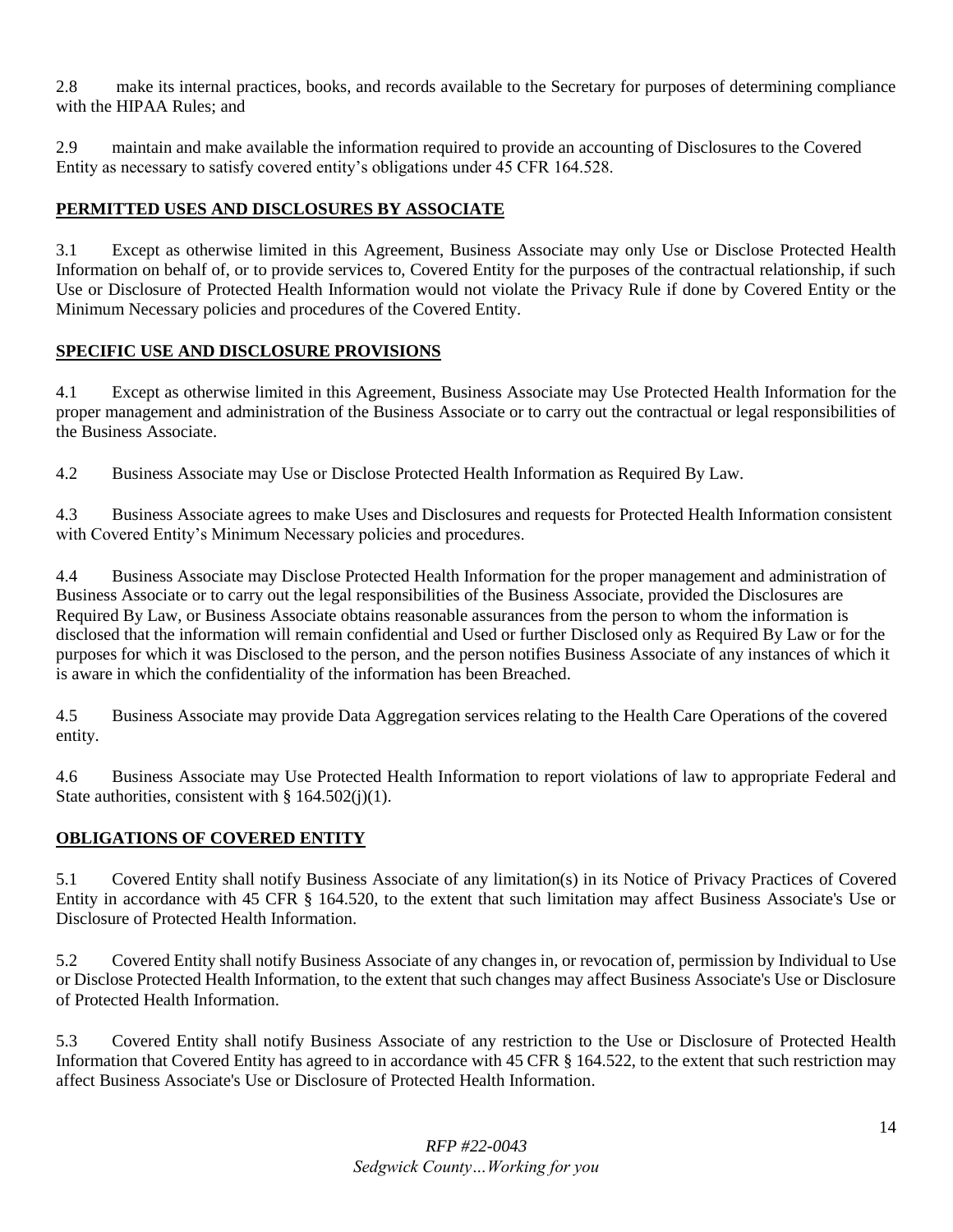2.8 make its internal practices, books, and records available to the Secretary for purposes of determining compliance with the HIPAA Rules; and

2.9 maintain and make available the information required to provide an accounting of Disclosures to the Covered Entity as necessary to satisfy covered entity's obligations under 45 CFR 164.528.

## PERMITTED USES AND DISCLOSURES BY ASSOCIATE

3.1 Except as otherwise limited in this Agreement, Business Associate may only Use or Disclose Protected Health Information on behalf of, or to provide services to, Covered Entity for the purposes of the contractual relationship, if such Use or Disclosure of Protected Health Information would not violate the Privacy Rule if done by Covered Entity or the Minimum Necessary policies and procedures of the Covered Entity.

## SPECIFIC USE AND DISCLOSURE PROVISIONS

4.1 Except as otherwise limited in this Agreement, Business Associate may Use Protected Health Information for the proper management and administration of the Business Associate or to carry out the contractual or legal responsibilities of the Business Associate.

4.2 Business Associate may Use or Disclose Protected Health Information as Required By Law.

4.3 Business Associate agrees to make Uses and Disclosures and requests for Protected Health Information consistent with Covered Entity's Minimum Necessary policies and procedures.

4.4 Business Associate may Disclose Protected Health Information for the proper management and administration of Business Associate or to carry out the legal responsibilities of the Business Associate, provided the Disclosures are Required By Law, or Business Associate obtains reasonable assurances from the person to whom the information is disclosed that the information will remain confidential and Used or further Disclosed only as Required By Law or for the purposes for which it was Disclosed to the person, and the person notifies Business Associate of any instances of which it is aware in which the confidentiality of the information has been Breached.

4.5 Business Associate may provide Data Aggregation services relating to the Health Care Operations of the covered entity.

4.6 Business Associate may Use Protected Health Information to report violations of law to appropriate Federal and State authorities, consistent with § 164.502(j)(1).

## OBLIGATIONS OF COVERED ENTITY

5.1 Covered Entity shall notify Business Associate of any limitation(s) in its Notice of Privacy Practices of Covered Entity in accordance with 45 CFR § 164.520, to the extent that such limitation may affect Business Associate's Use or Disclosure of Protected Health Information.

5.2 Covered Entity shall notify Business Associate of any changes in, or revocation of, permission by Individual to Use or Disclose Protected Health Information, to the extent that such changes may affect Business Associate's Use or Disclosure of Protected Health Information.

5.3 Covered Entity shall notify Business Associate of any restriction to the Use or Disclosure of Protected Health Information that Covered Entity has agreed to in accordance with 45 CFR § 164.522, to the extent that such restriction may affect Business Associate's Use or Disclosure of Protected Health Information.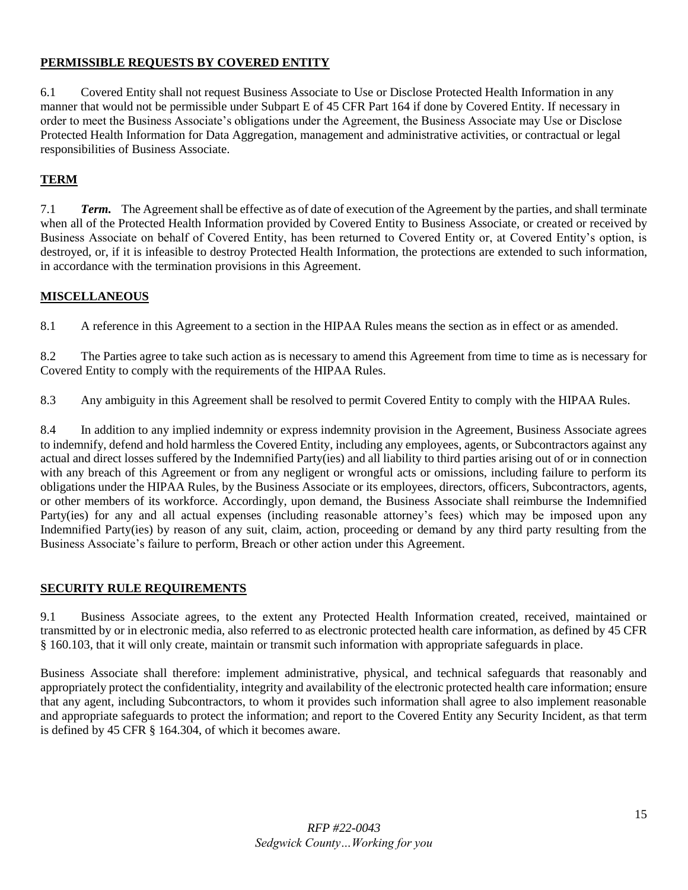**PERMISSIBLE REQUESTS BY COVERED ENTITY**

6.1 Covered Entity shall not request Business Associate to Use or Disclose Protected Health Information in any manner that would not be permissible under Subpart E of 45 CFR Part 164 if done by Covered Entity. If necessary in order to meet the Business Associate's obligations under the Agreement, the Business Associate may Use or Disclose Protected Health Information for Data Aggregation, management and administrative activities, or contractual or legal responsibilities of Business Associate.

**TERM**

7.1 ***Term.*** The Agreement shall be effective as of date of execution of the Agreement by the parties, and shall terminate when all of the Protected Health Information provided by Covered Entity to Business Associate, or created or received by Business Associate on behalf of Covered Entity, has been returned to Covered Entity or, at Covered Entity's option, is destroyed, or, if it is infeasible to destroy Protected Health Information, the protections are extended to such information, in accordance with the termination provisions in this Agreement.

**MISCELLANEOUS**

8.1 A reference in this Agreement to a section in the HIPAA Rules means the section as in effect or as amended.

8.2 The Parties agree to take such action as is necessary to amend this Agreement from time to time as is necessary for Covered Entity to comply with the requirements of the HIPAA Rules.

8.3 Any ambiguity in this Agreement shall be resolved to permit Covered Entity to comply with the HIPAA Rules.

8.4 In addition to any implied indemnity or express indemnity provision in the Agreement, Business Associate agrees to indemnify, defend and hold harmless the Covered Entity, including any employees, agents, or Subcontractors against any actual and direct losses suffered by the Indemnified Party(ies) and all liability to third parties arising out of or in connection with any breach of this Agreement or from any negligent or wrongful acts or omissions, including failure to perform its obligations under the HIPAA Rules, by the Business Associate or its employees, directors, officers, Subcontractors, agents, or other members of its workforce. Accordingly, upon demand, the Business Associate shall reimburse the Indemnified Party(ies) for any and all actual expenses (including reasonable attorney's fees) which may be imposed upon any Indemnified Party(ies) by reason of any suit, claim, action, proceeding or demand by any third party resulting from the Business Associate's failure to perform, Breach or other action under this Agreement.

**SECURITY RULE REQUIREMENTS**

9.1 Business Associate agrees, to the extent any Protected Health Information created, received, maintained or transmitted by or in electronic media, also referred to as electronic protected health care information, as defined by 45 CFR § 160.103, that it will only create, maintain or transmit such information with appropriate safeguards in place.

Business Associate shall therefore: implement administrative, physical, and technical safeguards that reasonably and appropriately protect the confidentiality, integrity and availability of the electronic protected health care information; ensure that any agent, including Subcontractors, to whom it provides such information shall agree to also implement reasonable and appropriate safeguards to protect the information; and report to the Covered Entity any Security Incident, as that term is defined by 45 CFR § 164.304, of which it becomes aware.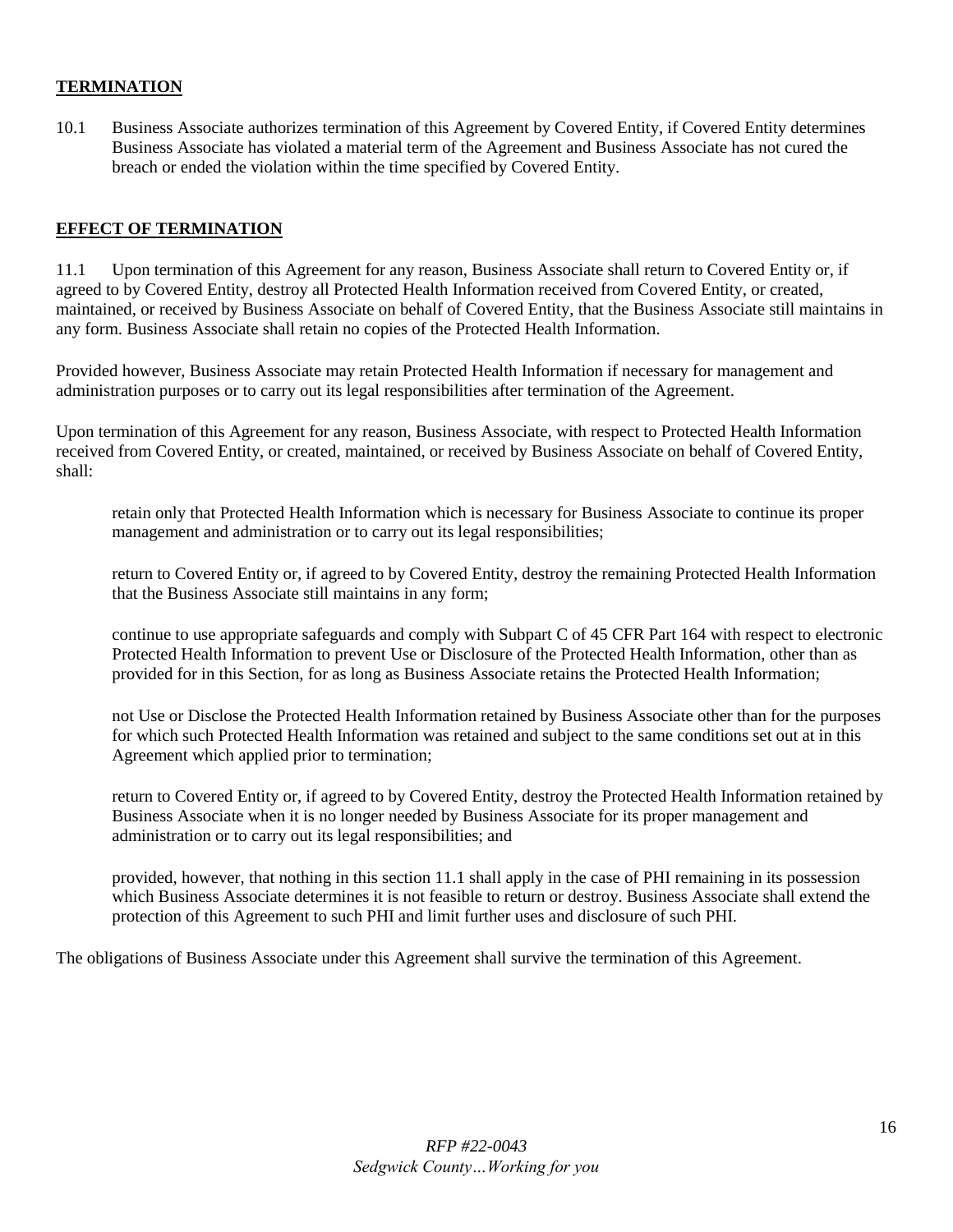## TERMINATION

10.1 Business Associate authorizes termination of this Agreement by Covered Entity, if Covered Entity determines Business Associate has violated a material term of the Agreement and Business Associate has not cured the breach or ended the violation within the time specified by Covered Entity.

## EFFECT OF TERMINATION

11.1 Upon termination of this Agreement for any reason, Business Associate shall return to Covered Entity or, if agreed to by Covered Entity, destroy all Protected Health Information received from Covered Entity, or created, maintained, or received by Business Associate on behalf of Covered Entity, that the Business Associate still maintains in any form. Business Associate shall retain no copies of the Protected Health Information.

Provided however, Business Associate may retain Protected Health Information if necessary for management and administration purposes or to carry out its legal responsibilities after termination of the Agreement.

Upon termination of this Agreement for any reason, Business Associate, with respect to Protected Health Information received from Covered Entity, or created, maintained, or received by Business Associate on behalf of Covered Entity, shall:

retain only that Protected Health Information which is necessary for Business Associate to continue its proper management and administration or to carry out its legal responsibilities;

return to Covered Entity or, if agreed to by Covered Entity, destroy the remaining Protected Health Information that the Business Associate still maintains in any form;

continue to use appropriate safeguards and comply with Subpart C of 45 CFR Part 164 with respect to electronic Protected Health Information to prevent Use or Disclosure of the Protected Health Information, other than as provided for in this Section, for as long as Business Associate retains the Protected Health Information;

not Use or Disclose the Protected Health Information retained by Business Associate other than for the purposes for which such Protected Health Information was retained and subject to the same conditions set out at in this Agreement which applied prior to termination;

return to Covered Entity or, if agreed to by Covered Entity, destroy the Protected Health Information retained by Business Associate when it is no longer needed by Business Associate for its proper management and administration or to carry out its legal responsibilities; and

provided, however, that nothing in this section 11.1 shall apply in the case of PHI remaining in its possession which Business Associate determines it is not feasible to return or destroy. Business Associate shall extend the protection of this Agreement to such PHI and limit further uses and disclosure of such PHI.

The obligations of Business Associate under this Agreement shall survive the termination of this Agreement.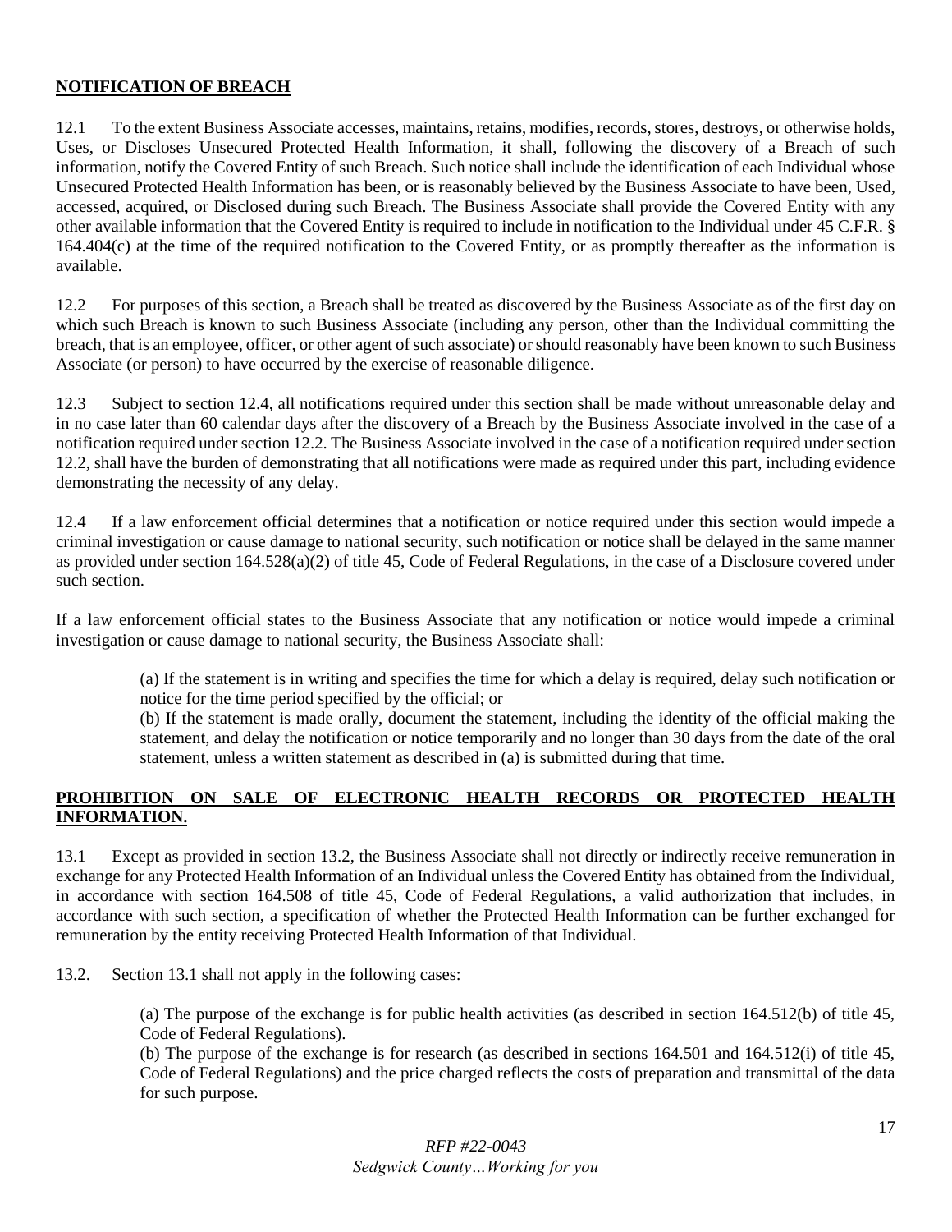**NOTIFICATION OF BREACH**

12.1 To the extent Business Associate accesses, maintains, retains, modifies, records, stores, destroys, or otherwise holds, Uses, or Discloses Unsecured Protected Health Information, it shall, following the discovery of a Breach of such information, notify the Covered Entity of such Breach. Such notice shall include the identification of each Individual whose Unsecured Protected Health Information has been, or is reasonably believed by the Business Associate to have been, Used, accessed, acquired, or Disclosed during such Breach. The Business Associate shall provide the Covered Entity with any other available information that the Covered Entity is required to include in notification to the Individual under 45 C.F.R. § 164.404(c) at the time of the required notification to the Covered Entity, or as promptly thereafter as the information is available.

12.2 For purposes of this section, a Breach shall be treated as discovered by the Business Associate as of the first day on which such Breach is known to such Business Associate (including any person, other than the Individual committing the breach, that is an employee, officer, or other agent of such associate) or should reasonably have been known to such Business Associate (or person) to have occurred by the exercise of reasonable diligence.

12.3 Subject to section 12.4, all notifications required under this section shall be made without unreasonable delay and in no case later than 60 calendar days after the discovery of a Breach by the Business Associate involved in the case of a notification required under section 12.2. The Business Associate involved in the case of a notification required under section 12.2, shall have the burden of demonstrating that all notifications were made as required under this part, including evidence demonstrating the necessity of any delay.

12.4 If a law enforcement official determines that a notification or notice required under this section would impede a criminal investigation or cause damage to national security, such notification or notice shall be delayed in the same manner as provided under section 164.528(a)(2) of title 45, Code of Federal Regulations, in the case of a Disclosure covered under such section.

If a law enforcement official states to the Business Associate that any notification or notice would impede a criminal investigation or cause damage to national security, the Business Associate shall:

> (a) If the statement is in writing and specifies the time for which a delay is required, delay such notification or notice for the time period specified by the official; or
> (b) If the statement is made orally, document the statement, including the identity of the official making the statement, and delay the notification or notice temporarily and no longer than 30 days from the date of the oral statement, unless a written statement as described in (a) is submitted during that time.

**PROHIBITION ON SALE OF ELECTRONIC HEALTH RECORDS OR PROTECTED HEALTH INFORMATION.**

13.1 Except as provided in section 13.2, the Business Associate shall not directly or indirectly receive remuneration in exchange for any Protected Health Information of an Individual unless the Covered Entity has obtained from the Individual, in accordance with section 164.508 of title 45, Code of Federal Regulations, a valid authorization that includes, in accordance with such section, a specification of whether the Protected Health Information can be further exchanged for remuneration by the entity receiving Protected Health Information of that Individual.

13.2. Section 13.1 shall not apply in the following cases:

> (a) The purpose of the exchange is for public health activities (as described in section 164.512(b) of title 45, Code of Federal Regulations).
> (b) The purpose of the exchange is for research (as described in sections 164.501 and 164.512(i) of title 45, Code of Federal Regulations) and the price charged reflects the costs of preparation and transmittal of the data for such purpose.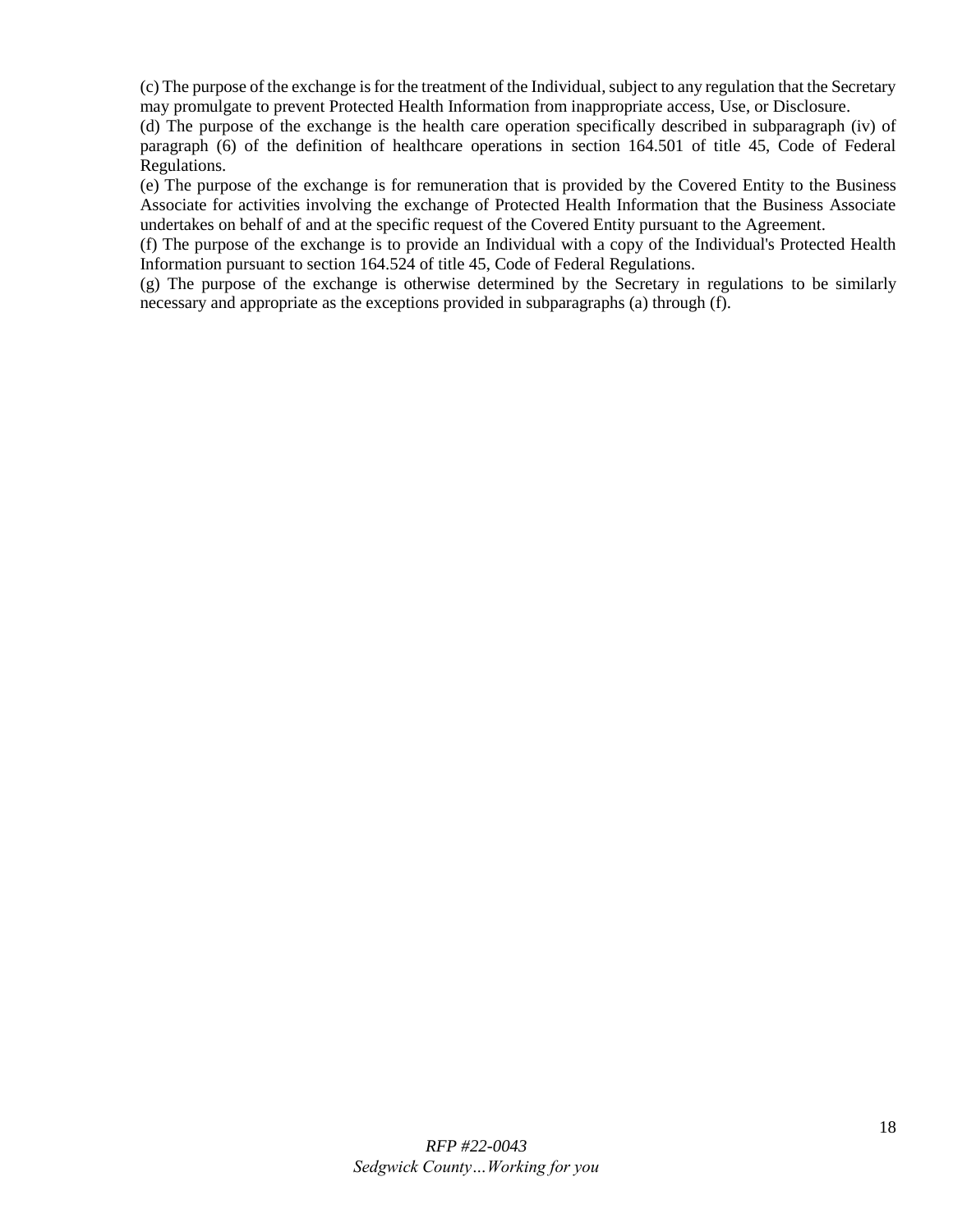(c) The purpose of the exchange is for the treatment of the Individual, subject to any regulation that the Secretary may promulgate to prevent Protected Health Information from inappropriate access, Use, or Disclosure.

(d) The purpose of the exchange is the health care operation specifically described in subparagraph (iv) of paragraph (6) of the definition of healthcare operations in section 164.501 of title 45, Code of Federal Regulations.

(e) The purpose of the exchange is for remuneration that is provided by the Covered Entity to the Business Associate for activities involving the exchange of Protected Health Information that the Business Associate undertakes on behalf of and at the specific request of the Covered Entity pursuant to the Agreement.

(f) The purpose of the exchange is to provide an Individual with a copy of the Individual's Protected Health Information pursuant to section 164.524 of title 45, Code of Federal Regulations.

(g) The purpose of the exchange is otherwise determined by the Secretary in regulations to be similarly necessary and appropriate as the exceptions provided in subparagraphs (a) through (f).